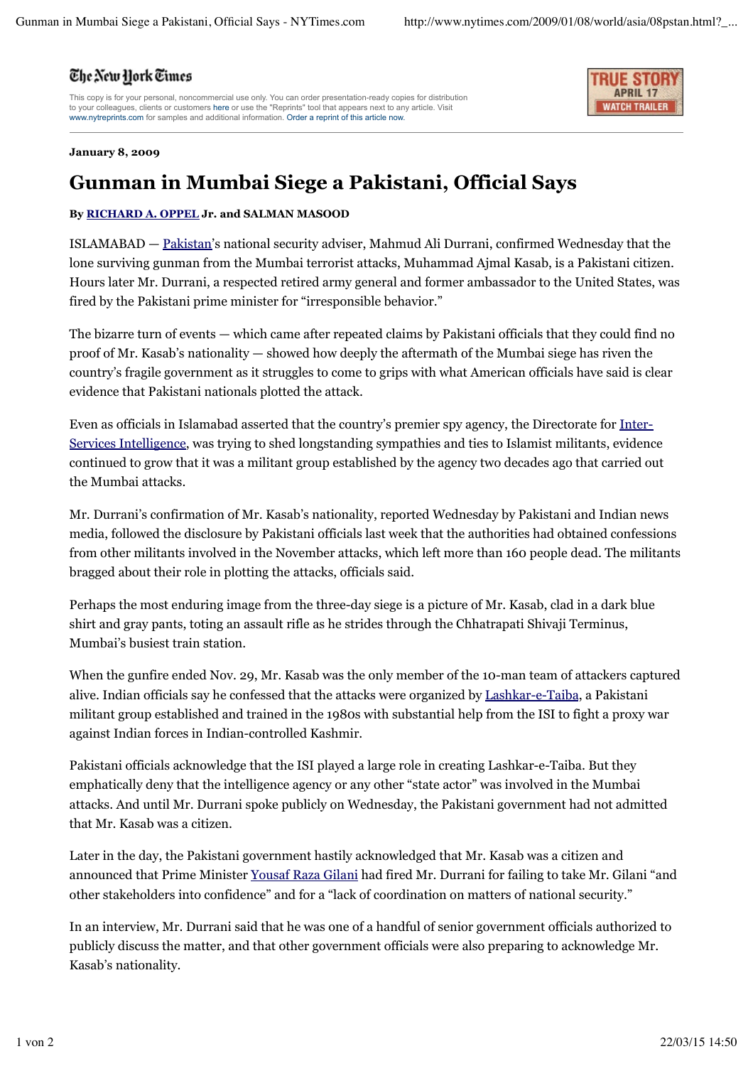The New York Times

This copy is for your personal, noncommercial use only. You can order presentation-ready copies for distribution to your colleagues, clients or customers here or use the "Reprints" tool that appears next to any article. Visit www.nytreprints.com for samples and additional information. Order a reprint of this article now.

TRUE STORY APRIL 17 WATCH TRAILER

**January 8, 2009**

# Gunman in Mumbai Siege a Pakistani, Official Says

**By RICHARD A. OPPEL Jr. and SALMAN MASOOD**

ISLAMABAD — Pakistan's national security adviser, Mahmud Ali Durrani, confirmed Wednesday that the lone surviving gunman from the Mumbai terrorist attacks, Muhammad Ajmal Kasab, is a Pakistani citizen. Hours later Mr. Durrani, a respected retired army general and former ambassador to the United States, was fired by the Pakistani prime minister for "irresponsible behavior."

The bizarre turn of events — which came after repeated claims by Pakistani officials that they could find no proof of Mr. Kasab's nationality — showed how deeply the aftermath of the Mumbai siege has riven the country's fragile government as it struggles to come to grips with what American officials have said is clear evidence that Pakistani nationals plotted the attack.

Even as officials in Islamabad asserted that the country's premier spy agency, the Directorate for Inter-Services Intelligence, was trying to shed longstanding sympathies and ties to Islamist militants, evidence continued to grow that it was a militant group established by the agency two decades ago that carried out the Mumbai attacks.

Mr. Durrani's confirmation of Mr. Kasab's nationality, reported Wednesday by Pakistani and Indian news media, followed the disclosure by Pakistani officials last week that the authorities had obtained confessions from other militants involved in the November attacks, which left more than 160 people dead. The militants bragged about their role in plotting the attacks, officials said.

Perhaps the most enduring image from the three-day siege is a picture of Mr. Kasab, clad in a dark blue shirt and gray pants, toting an assault rifle as he strides through the Chhatrapati Shivaji Terminus, Mumbai's busiest train station.

When the gunfire ended Nov. 29, Mr. Kasab was the only member of the 10-man team of attackers captured alive. Indian officials say he confessed that the attacks were organized by Lashkar-e-Taiba, a Pakistani militant group established and trained in the 1980s with substantial help from the ISI to fight a proxy war against Indian forces in Indian-controlled Kashmir.

Pakistani officials acknowledge that the ISI played a large role in creating Lashkar-e-Taiba. But they emphatically deny that the intelligence agency or any other "state actor" was involved in the Mumbai attacks. And until Mr. Durrani spoke publicly on Wednesday, the Pakistani government had not admitted that Mr. Kasab was a citizen.

Later in the day, the Pakistani government hastily acknowledged that Mr. Kasab was a citizen and announced that Prime Minister Yousaf Raza Gilani had fired Mr. Durrani for failing to take Mr. Gilani "and other stakeholders into confidence" and for a "lack of coordination on matters of national security."

In an interview, Mr. Durrani said that he was one of a handful of senior government officials authorized to publicly discuss the matter, and that other government officials were also preparing to acknowledge Mr. Kasab's nationality.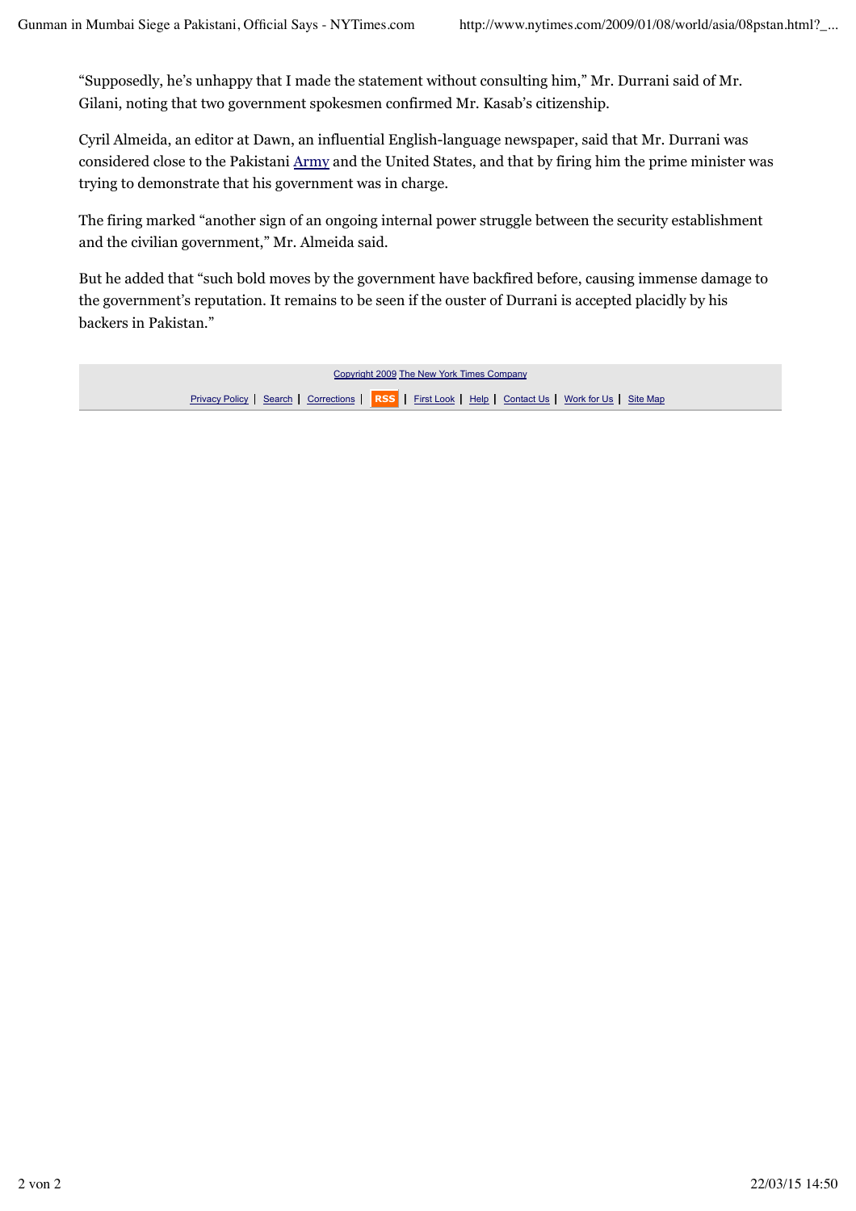“Supposedly, he’s unhappy that I made the statement without consulting him,” Mr. Durrani said of Mr. Gilani, noting that two government spokesmen confirmed Mr. Kasab’s citizenship.

Cyril Almeida, an editor at Dawn, an influential English-language newspaper, said that Mr. Durrani was considered close to the Pakistani Army and the United States, and that by firing him the prime minister was trying to demonstrate that his government was in charge.

The firing marked “another sign of an ongoing internal power struggle between the security establishment and the civilian government,” Mr. Almeida said.

But he added that “such bold moves by the government have backfired before, causing immense damage to the government’s reputation. It remains to be seen if the ouster of Durrani is accepted placidly by his backers in Pakistan.”

Copyright 2009 The New York Times Company

Privacy Policy | Search | Corrections | RSS | First Look | Help | Contact Us | Work for Us | Site Map